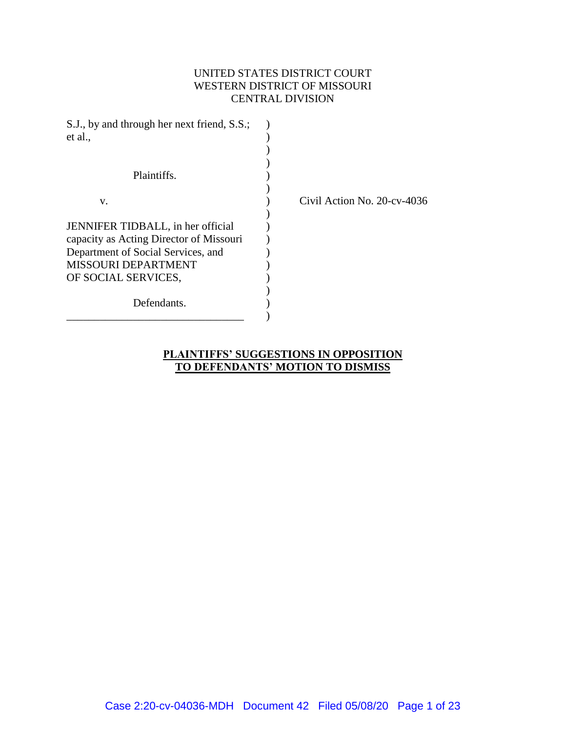UNITED STATES DISTRICT COURT
WESTERN DISTRICT OF MISSOURI
CENTRAL DIVISION

S.J., by and through her next friend, S.S.; et al.,

Plaintiffs.

v.

JENNIFER TIDBALL, in her official capacity as Acting Director of Missouri Department of Social Services, and MISSOURI DEPARTMENT OF SOCIAL SERVICES,

Defendants.

Civil Action No. 20-cv-4036

**PLAINTIFFS' SUGGESTIONS IN OPPOSITION TO DEFENDANTS' MOTION TO DISMISS**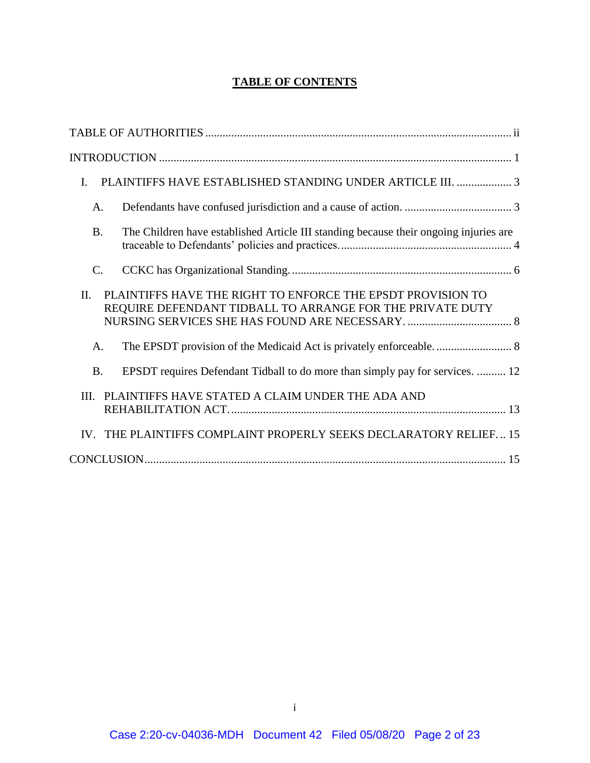# TABLE OF CONTENTS

TABLE OF AUTHORITIES ........................................................................................................... ii

INTRODUCTION ........................................................................................................................ 1

I. PLAINTIFFS HAVE ESTABLISHED STANDING UNDER ARTICLE III. ................... 3

A. Defendants have confused jurisdiction and a cause of action. ..................................... 3

B. The Children have established Article III standing because their ongoing injuries are traceable to Defendants' policies and practices. .......................................................... 4

C. CCKC has Organizational Standing. ............................................................................ 6

II. PLAINTIFFS HAVE THE RIGHT TO ENFORCE THE EPSDT PROVISION TO REQUIRE DEFENDANT TIDBALL TO ARRANGE FOR THE PRIVATE DUTY NURSING SERVICES SHE HAS FOUND ARE NECESSARY. .................................... 8

A. The EPSDT provision of the Medicaid Act is privately enforceable. .......................... 8

B. EPSDT requires Defendant Tidball to do more than simply pay for services. .......... 12

III. PLAINTIFFS HAVE STATED A CLAIM UNDER THE ADA AND REHABILITATION ACT. .............................................................................................. 13

IV. THE PLAINTIFFS COMPLAINT PROPERLY SEEKS DECLARATORY RELIEF. .. 15

CONCLUSION ............................................................................................................................ 15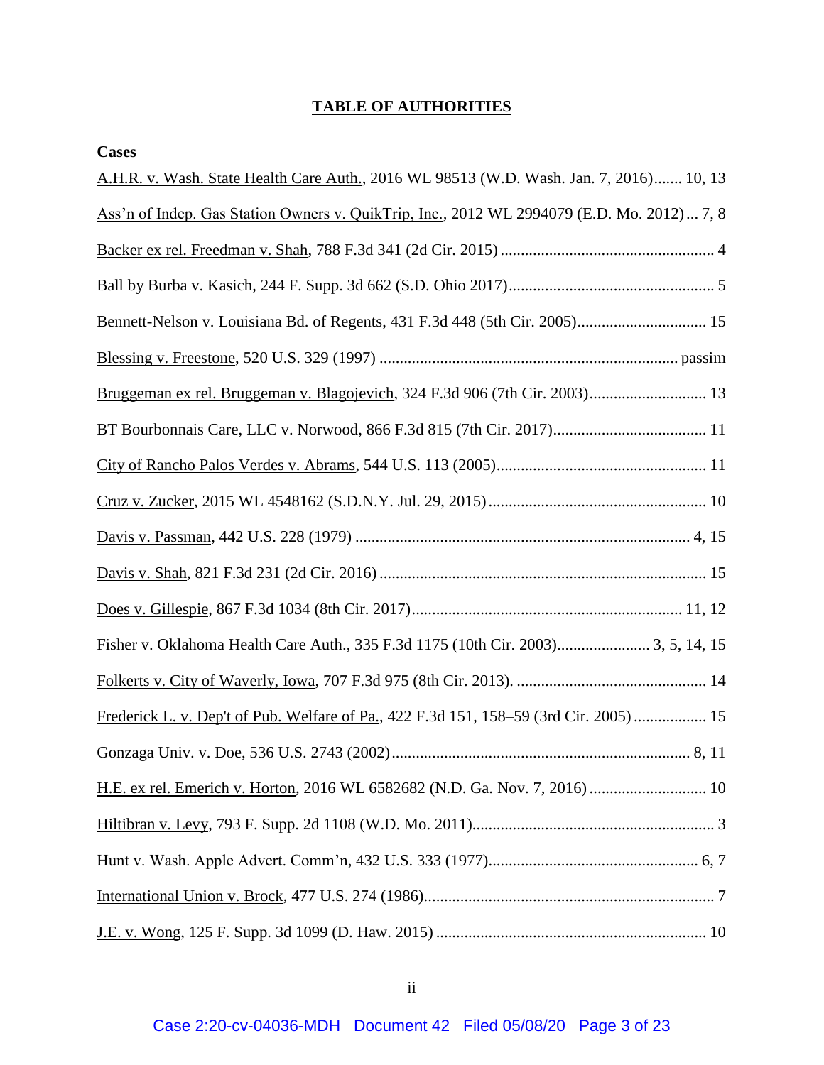**TABLE OF AUTHORITIES**

**Cases**

A.H.R. v. Wash. State Health Care Auth., 2016 WL 98513 (W.D. Wash. Jan. 7, 2016)....... 10, 13

Ass'n of Indep. Gas Station Owners v. QuikTrip, Inc., 2012 WL 2994079 (E.D. Mo. 2012)... 7, 8

Backer ex rel. Freedman v. Shah, 788 F.3d 341 (2d Cir. 2015)..................................................... 4

Ball by Burba v. Kasich, 244 F. Supp. 3d 662 (S.D. Ohio 2017)................................................... 5

Bennett-Nelson v. Louisiana Bd. of Regents, 431 F.3d 448 (5th Cir. 2005)................................ 15

Blessing v. Freestone, 520 U.S. 329 (1997) .......................................................................... passim

Bruggeman ex rel. Bruggeman v. Blagojevich, 324 F.3d 906 (7th Cir. 2003)............................. 13

BT Bourbonnais Care, LLC v. Norwood, 866 F.3d 815 (7th Cir. 2017)...................................... 11

City of Rancho Palos Verdes v. Abrams, 544 U.S. 113 (2005).................................................... 11

Cruz v. Zucker, 2015 WL 4548162 (S.D.N.Y. Jul. 29, 2015)...................................................... 10

Davis v. Passman, 442 U.S. 228 (1979) ................................................................................... 4, 15

Davis v. Shah, 821 F.3d 231 (2d Cir. 2016) ................................................................................. 15

Does v. Gillespie, 867 F.3d 1034 (8th Cir. 2017)................................................................... 11, 12

Fisher v. Oklahoma Health Care Auth., 335 F.3d 1175 (10th Cir. 2003)...................... 3, 5, 14, 15

Folkerts v. City of Waverly, Iowa, 707 F.3d 975 (8th Cir. 2013). ............................................... 14

Frederick L. v. Dep't of Pub. Welfare of Pa., 422 F.3d 151, 158–59 (3rd Cir. 2005) .................. 15

Gonzaga Univ. v. Doe, 536 U.S. 2743 (2002).......................................................................... 8, 11

H.E. ex rel. Emerich v. Horton, 2016 WL 6582682 (N.D. Ga. Nov. 7, 2016) ............................. 10

Hiltibran v. Levy, 793 F. Supp. 2d 1108 (W.D. Mo. 2011)............................................................ 3

Hunt v. Wash. Apple Advert. Comm'n, 432 U.S. 333 (1977).................................................... 6, 7

International Union v. Brock, 477 U.S. 274 (1986)........................................................................ 7

J.E. v. Wong, 125 F. Supp. 3d 1099 (D. Haw. 2015) ................................................................... 10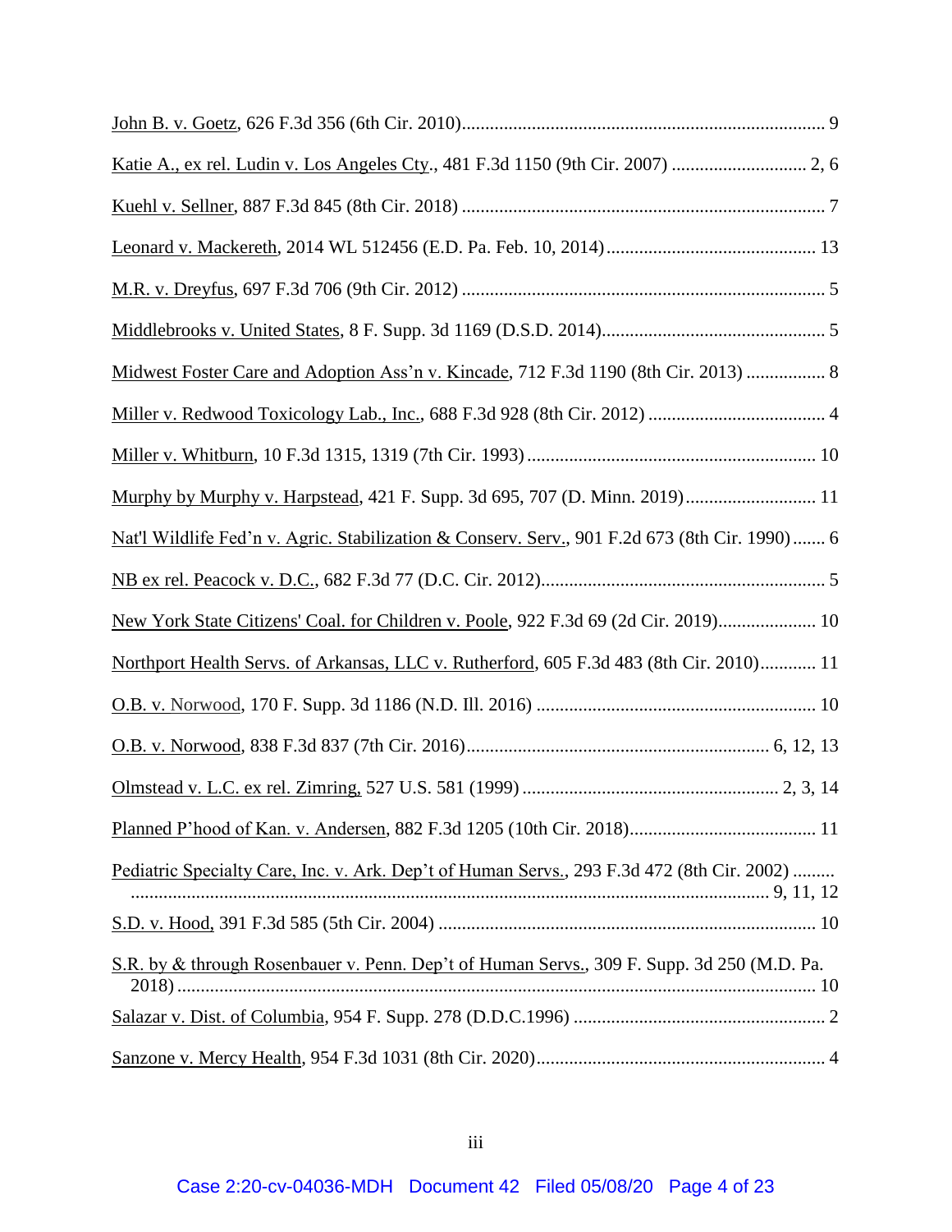John B. v. Goetz, 626 F.3d 356 (6th Cir. 2010) ............................................................................ 9

Katie A., ex rel. Ludin v. Los Angeles Cty., 481 F.3d 1150 (9th Cir. 2007) ............................ 2, 6

Kuehl v. Sellner, 887 F.3d 845 (8th Cir. 2018) ............................................................................ 7

Leonard v. Mackereth, 2014 WL 512456 (E.D. Pa. Feb. 10, 2014) ............................................ 13

M.R. v. Dreyfus, 697 F.3d 706 (9th Cir. 2012) ............................................................................ 5

Middlebrooks v. United States, 8 F. Supp. 3d 1169 (D.S.D. 2014) ............................................... 5

Midwest Foster Care and Adoption Ass'n v. Kincade, 712 F.3d 1190 (8th Cir. 2013) ................. 8

Miller v. Redwood Toxicology Lab., Inc., 688 F.3d 928 (8th Cir. 2012) ...................................... 4

Miller v. Whitburn, 10 F.3d 1315, 1319 (7th Cir. 1993) ............................................................. 10

Murphy by Murphy v. Harpstead, 421 F. Supp. 3d 695, 707 (D. Minn. 2019) ........................... 11

Nat'l Wildlife Fed'n v. Agric. Stabilization & Conserv. Serv., 901 F.2d 673 (8th Cir. 1990) ....... 6

NB ex rel. Peacock v. D.C., 682 F.3d 77 (D.C. Cir. 2012) ............................................................ 5

New York State Citizens' Coal. for Children v. Poole, 922 F.3d 69 (2d Cir. 2019) ..................... 10

Northport Health Servs. of Arkansas, LLC v. Rutherford, 605 F.3d 483 (8th Cir. 2010) ............ 11

O.B. v. Norwood, 170 F. Supp. 3d 1186 (N.D. Ill. 2016) ........................................................... 10

O.B. v. Norwood, 838 F.3d 837 (7th Cir. 2016) ................................................................ 6, 12, 13

Olmstead v. L.C. ex rel. Zimring, 527 U.S. 581 (1999) ...................................................... 2, 3, 14

Planned P'hood of Kan. v. Andersen, 882 F.3d 1205 (10th Cir. 2018) ....................................... 11

Pediatric Specialty Care, Inc. v. Ark. Dep't of Human Servs., 293 F.3d 472 (8th Cir. 2002) ......... ........................................................................................................................................ 9, 11, 12

S.D. v. Hood, 391 F.3d 585 (5th Cir. 2004) ................................................................................ 10

S.R. by & through Rosenbauer v. Penn. Dep't of Human Servs., 309 F. Supp. 3d 250 (M.D. Pa. 2018) ........................................................................................................................................ 10

Salazar v. Dist. of Columbia, 954 F. Supp. 278 (D.D.C.1996) ...................................................... 2

Sanzone v. Mercy Health, 954 F.3d 1031 (8th Cir. 2020) ............................................................. 4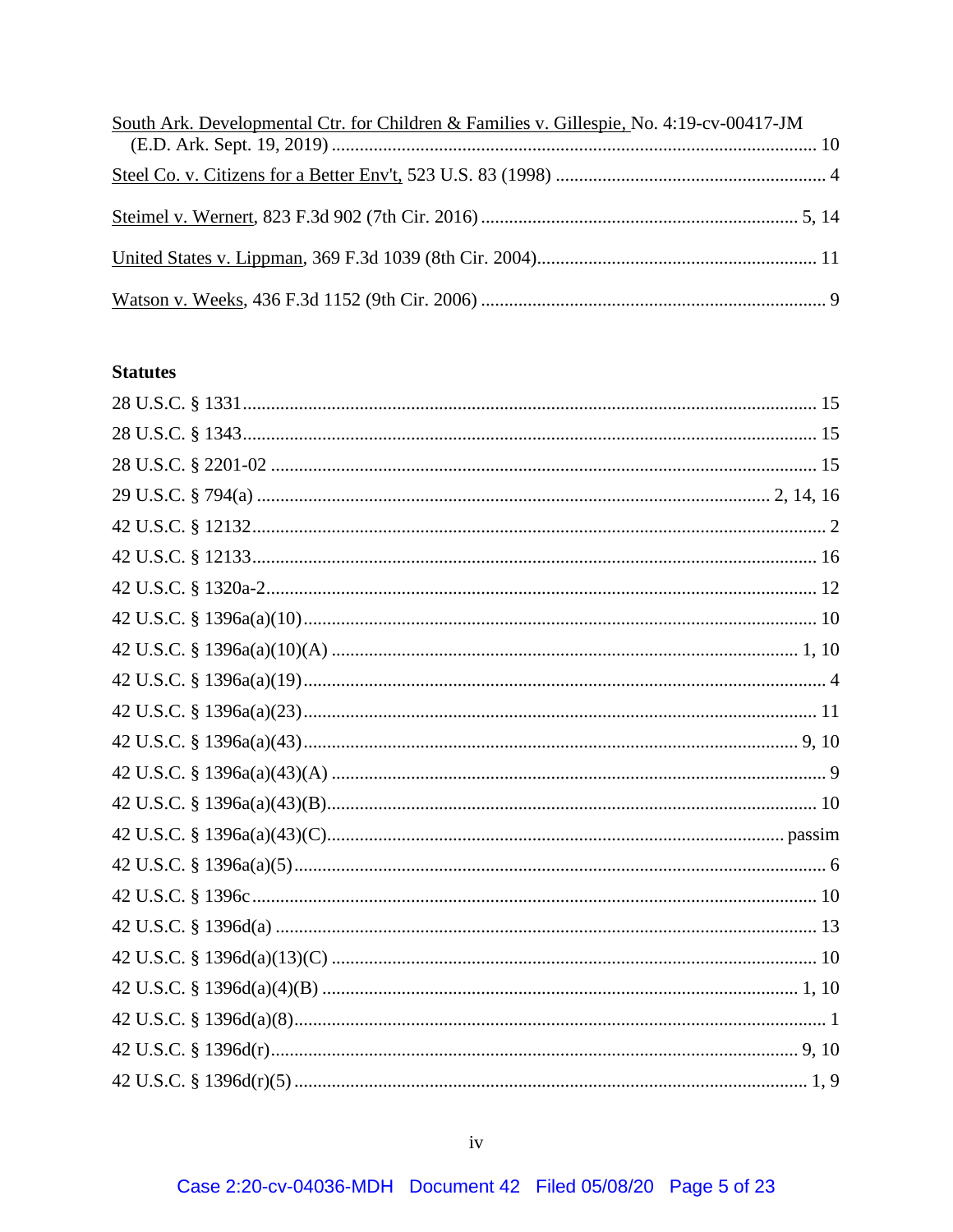South Ark. Developmental Ctr. for Children & Families v. Gillespie, No. 4:19-cv-00417-JM (E.D. Ark. Sept. 19, 2019) ........................................................................................................ 10

Steel Co. v. Citizens for a Better Env't, 523 U.S. 83 (1998) .......................................................... 4

Steimel v. Wernert, 823 F.3d 902 (7th Cir. 2016) .................................................................... 5, 14

United States v. Lippman, 369 F.3d 1039 (8th Cir. 2004)............................................................ 11

Watson v. Weeks, 436 F.3d 1152 (9th Cir. 2006) .......................................................................... 9

**Statutes**

28 U.S.C. § 1331.......................................................................................................................... 15

28 U.S.C. § 1343.......................................................................................................................... 15

28 U.S.C. § 2201-02 .................................................................................................................... 15

29 U.S.C. § 794(a) ........................................................................................................... 2, 14, 16

42 U.S.C. § 12132.......................................................................................................................... 2

42 U.S.C. § 12133........................................................................................................................ 16

42 U.S.C. § 1320a-2..................................................................................................................... 12

42 U.S.C. § 1396a(a)(10)............................................................................................................. 10

42 U.S.C. § 1396a(a)(10)(A) .................................................................................................... 1, 10

42 U.S.C. § 1396a(a)(19)............................................................................................................... 4

42 U.S.C. § 1396a(a)(23)............................................................................................................. 11

42 U.S.C. § 1396a(a)(43).......................................................................................................... 9, 10

42 U.S.C. § 1396a(a)(43)(A) ......................................................................................................... 9

42 U.S.C. § 1396a(a)(43)(B)........................................................................................................ 10

42 U.S.C. § 1396a(a)(43)(C)................................................................................................. passim

42 U.S.C. § 1396a(a)(5)................................................................................................................. 6

42 U.S.C. § 1396c........................................................................................................................ 10

42 U.S.C. § 1396d(a) .................................................................................................................... 13

42 U.S.C. § 1396d(a)(13)(C) ....................................................................................................... 10

42 U.S.C. § 1396d(a)(4)(B) ...................................................................................................... 1, 10

42 U.S.C. § 1396d(a)(8)................................................................................................................. 1

42 U.S.C. § 1396d(r)................................................................................................................. 9, 10

42 U.S.C. § 1396d(r)(5) ............................................................................................................. 1, 9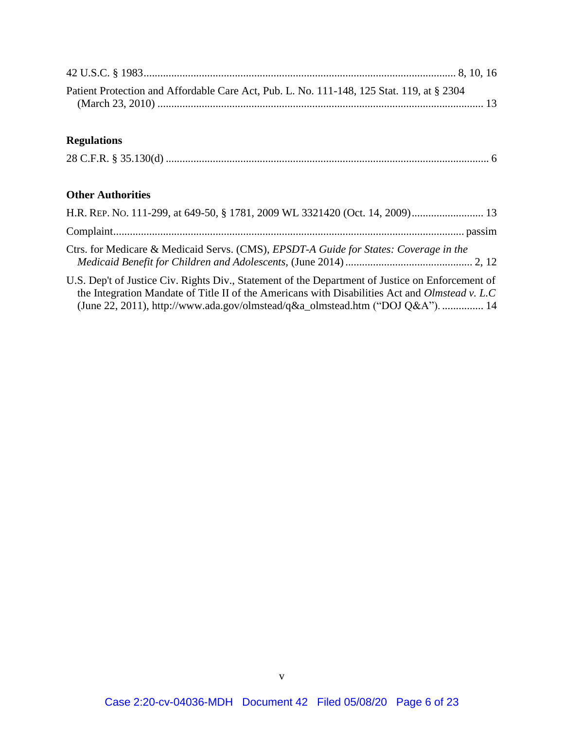42 U.S.C. § 1983 ........................................................................................................ 8, 10, 16

Patient Protection and Affordable Care Act, Pub. L. No. 111-148, 125 Stat. 119, at § 2304 (March 23, 2010) ........................................................................................................ 13

**Regulations**

28 C.F.R. § 35.130(d) ........................................................................................................ 6

**Other Authorities**

H.R. REP. NO. 111-299, at 649-50, § 1781, 2009 WL 3321420 (Oct. 14, 2009) .......................... 13

Complaint ........................................................................................................ passim

Ctrs. for Medicare & Medicaid Servs. (CMS), *EPSDT-A Guide for States: Coverage in the Medicaid Benefit for Children and Adolescents*, (June 2014) .............................................. 2, 12

U.S. Dep't of Justice Civ. Rights Div., Statement of the Department of Justice on Enforcement of the Integration Mandate of Title II of the Americans with Disabilities Act and *Olmstead v. L.C* (June 22, 2011), http://www.ada.gov/olmstead/q&a_olmstead.htm ("DOJ Q&A"). ............... 14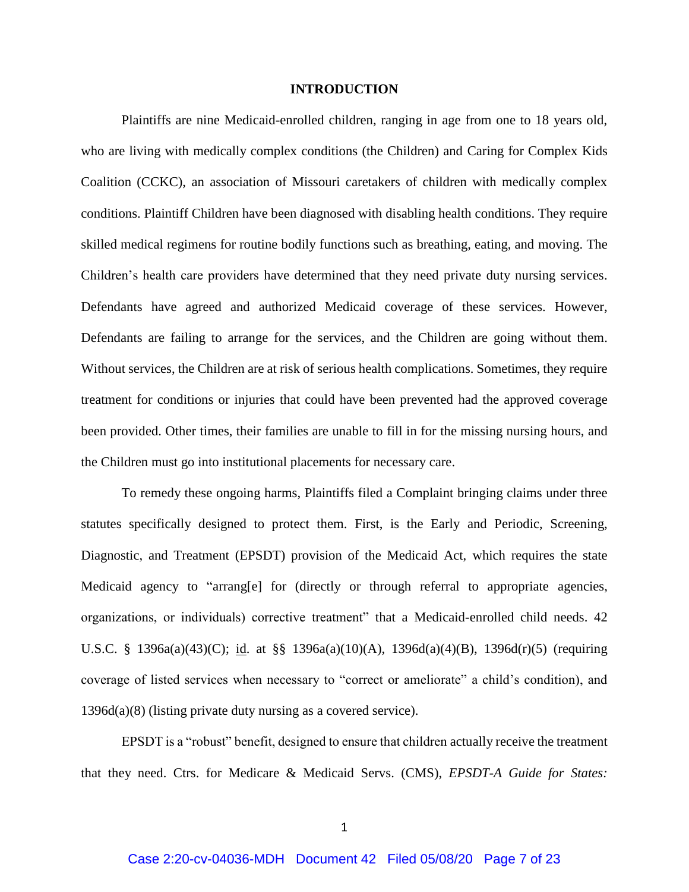## INTRODUCTION

Plaintiffs are nine Medicaid-enrolled children, ranging in age from one to 18 years old, who are living with medically complex conditions (the Children) and Caring for Complex Kids Coalition (CCKC), an association of Missouri caretakers of children with medically complex conditions. Plaintiff Children have been diagnosed with disabling health conditions. They require skilled medical regimens for routine bodily functions such as breathing, eating, and moving. The Children's health care providers have determined that they need private duty nursing services. Defendants have agreed and authorized Medicaid coverage of these services. However, Defendants are failing to arrange for the services, and the Children are going without them. Without services, the Children are at risk of serious health complications. Sometimes, they require treatment for conditions or injuries that could have been prevented had the approved coverage been provided. Other times, their families are unable to fill in for the missing nursing hours, and the Children must go into institutional placements for necessary care.

To remedy these ongoing harms, Plaintiffs filed a Complaint bringing claims under three statutes specifically designed to protect them. First, is the Early and Periodic, Screening, Diagnostic, and Treatment (EPSDT) provision of the Medicaid Act, which requires the state Medicaid agency to "arrang[e] for (directly or through referral to appropriate agencies, organizations, or individuals) corrective treatment" that a Medicaid-enrolled child needs. 42 U.S.C. § 1396a(a)(43)(C); id. at §§ 1396a(a)(10)(A), 1396d(a)(4)(B), 1396d(r)(5) (requiring coverage of listed services when necessary to "correct or ameliorate" a child's condition), and 1396d(a)(8) (listing private duty nursing as a covered service).

EPSDT is a "robust" benefit, designed to ensure that children actually receive the treatment that they need. Ctrs. for Medicare & Medicaid Servs. (CMS), *EPSDT-A Guide for States:*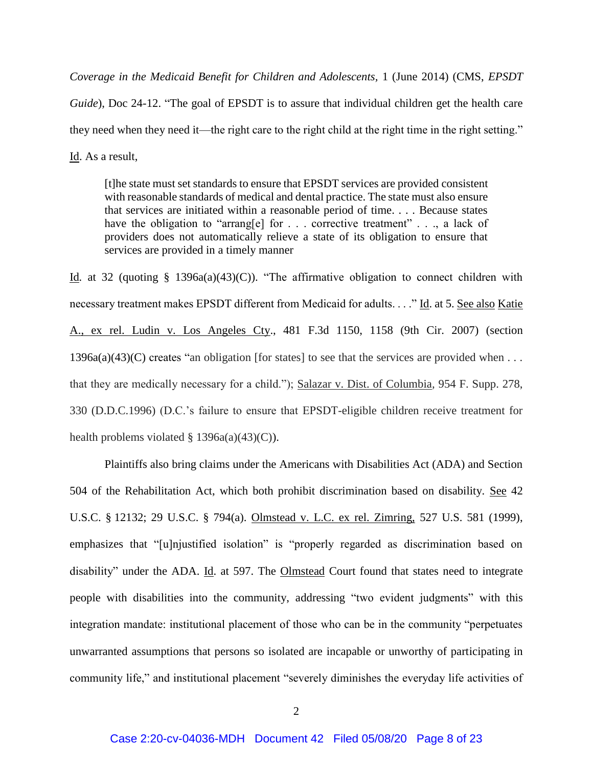*Coverage in the Medicaid Benefit for Children and Adolescents,* 1 (June 2014) (CMS, *EPSDT Guide*), Doc 24-12. "The goal of EPSDT is to assure that individual children get the health care they need when they need it—the right care to the right child at the right time in the right setting." Id. As a result,

> [t]he state must set standards to ensure that EPSDT services are provided consistent with reasonable standards of medical and dental practice. The state must also ensure that services are initiated within a reasonable period of time. . . . Because states have the obligation to "arrang[e] for . . . corrective treatment" . . ., a lack of providers does not automatically relieve a state of its obligation to ensure that services are provided in a timely manner

Id. at 32 (quoting § 1396a(a)(43)(C)). "The affirmative obligation to connect children with necessary treatment makes EPSDT different from Medicaid for adults. . . ." Id. at 5. See also Katie A., ex rel. Ludin v. Los Angeles Cty., 481 F.3d 1150, 1158 (9th Cir. 2007) (section 1396a(a)(43)(C) creates "an obligation [for states] to see that the services are provided when . . . that they are medically necessary for a child."); Salazar v. Dist. of Columbia, 954 F. Supp. 278, 330 (D.D.C.1996) (D.C.'s failure to ensure that EPSDT-eligible children receive treatment for health problems violated § 1396a(a)(43)(C)).

Plaintiffs also bring claims under the Americans with Disabilities Act (ADA) and Section 504 of the Rehabilitation Act, which both prohibit discrimination based on disability. See 42 U.S.C. § 12132; 29 U.S.C. § 794(a). Olmstead v. L.C. ex rel. Zimring, 527 U.S. 581 (1999), emphasizes that "[u]njustified isolation" is "properly regarded as discrimination based on disability" under the ADA. Id. at 597. The Olmstead Court found that states need to integrate people with disabilities into the community, addressing "two evident judgments" with this integration mandate: institutional placement of those who can be in the community "perpetuates unwarranted assumptions that persons so isolated are incapable or unworthy of participating in community life," and institutional placement "severely diminishes the everyday life activities of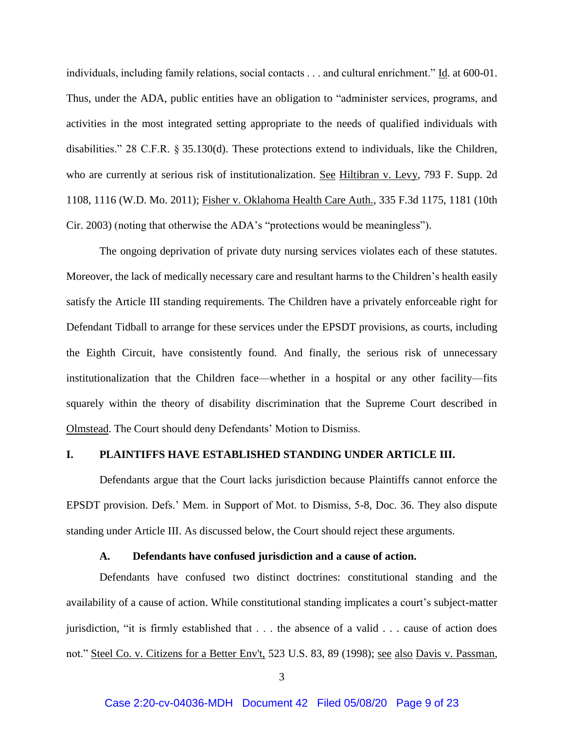individuals, including family relations, social contacts . . . and cultural enrichment." Id. at 600-01. Thus, under the ADA, public entities have an obligation to "administer services, programs, and activities in the most integrated setting appropriate to the needs of qualified individuals with disabilities." 28 C.F.R. § 35.130(d). These protections extend to individuals, like the Children, who are currently at serious risk of institutionalization. See Hiltibran v. Levy, 793 F. Supp. 2d 1108, 1116 (W.D. Mo. 2011); Fisher v. Oklahoma Health Care Auth., 335 F.3d 1175, 1181 (10th Cir. 2003) (noting that otherwise the ADA's "protections would be meaningless").

The ongoing deprivation of private duty nursing services violates each of these statutes. Moreover, the lack of medically necessary care and resultant harms to the Children's health easily satisfy the Article III standing requirements. The Children have a privately enforceable right for Defendant Tidball to arrange for these services under the EPSDT provisions, as courts, including the Eighth Circuit, have consistently found. And finally, the serious risk of unnecessary institutionalization that the Children face—whether in a hospital or any other facility—fits squarely within the theory of disability discrimination that the Supreme Court described in Olmstead. The Court should deny Defendants' Motion to Dismiss.

## I. PLAINTIFFS HAVE ESTABLISHED STANDING UNDER ARTICLE III.

Defendants argue that the Court lacks jurisdiction because Plaintiffs cannot enforce the EPSDT provision. Defs.' Mem. in Support of Mot. to Dismiss, 5-8, Doc. 36. They also dispute standing under Article III. As discussed below, the Court should reject these arguments.

### A. Defendants have confused jurisdiction and a cause of action.

Defendants have confused two distinct doctrines: constitutional standing and the availability of a cause of action. While constitutional standing implicates a court's subject-matter jurisdiction, "it is firmly established that . . . the absence of a valid . . . cause of action does not." Steel Co. v. Citizens for a Better Env't, 523 U.S. 83, 89 (1998); see also Davis v. Passman,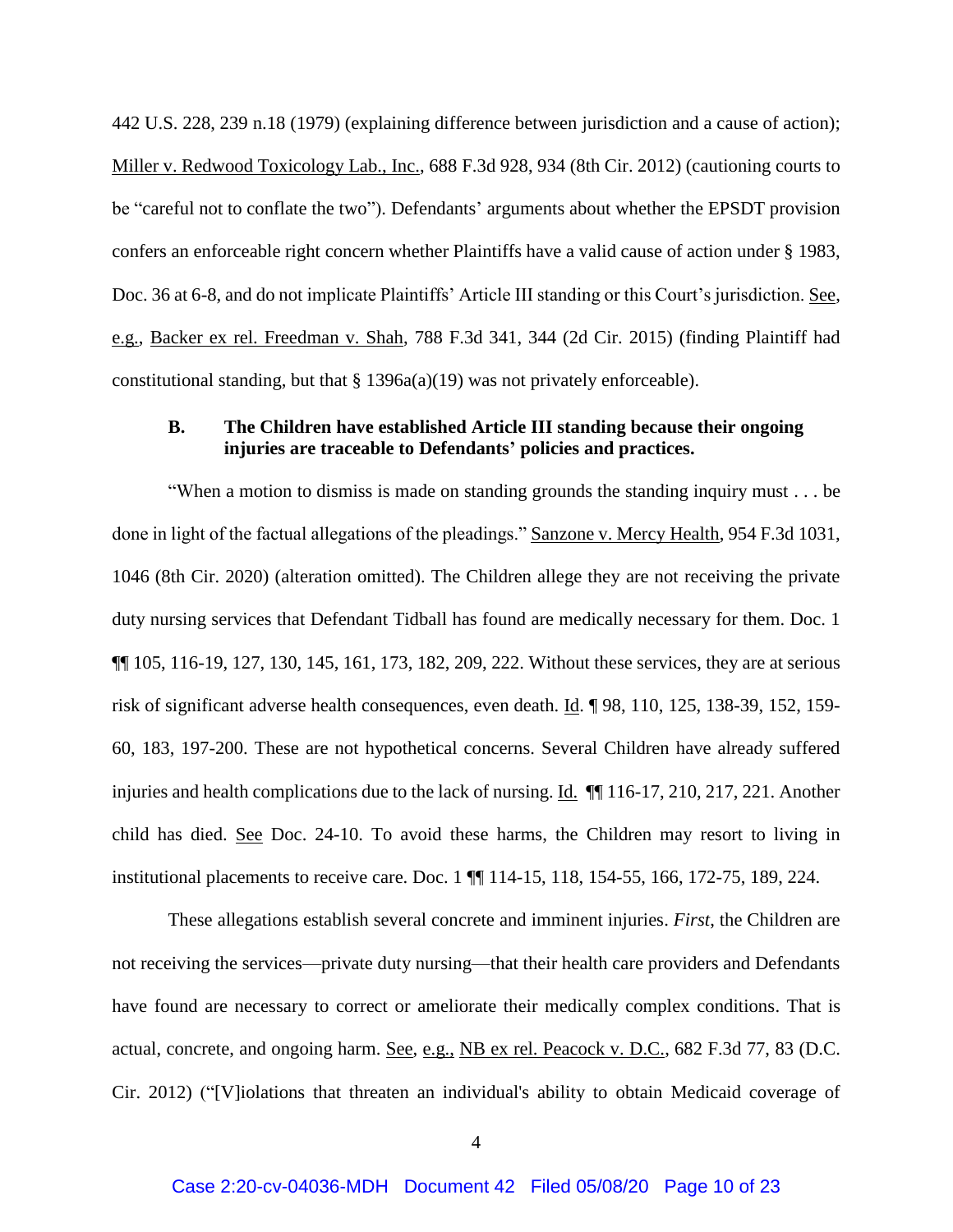442 U.S. 228, 239 n.18 (1979) (explaining difference between jurisdiction and a cause of action); Miller v. Redwood Toxicology Lab., Inc., 688 F.3d 928, 934 (8th Cir. 2012) (cautioning courts to be "careful not to conflate the two"). Defendants' arguments about whether the EPSDT provision confers an enforceable right concern whether Plaintiffs have a valid cause of action under § 1983, Doc. 36 at 6-8, and do not implicate Plaintiffs' Article III standing or this Court's jurisdiction. See, e.g., Backer ex rel. Freedman v. Shah, 788 F.3d 341, 344 (2d Cir. 2015) (finding Plaintiff had constitutional standing, but that § 1396a(a)(19) was not privately enforceable).

### B. The Children have established Article III standing because their ongoing injuries are traceable to Defendants' policies and practices.

"When a motion to dismiss is made on standing grounds the standing inquiry must . . . be done in light of the factual allegations of the pleadings." Sanzone v. Mercy Health, 954 F.3d 1031, 1046 (8th Cir. 2020) (alteration omitted). The Children allege they are not receiving the private duty nursing services that Defendant Tidball has found are medically necessary for them. Doc. 1 ¶¶ 105, 116-19, 127, 130, 145, 161, 173, 182, 209, 222. Without these services, they are at serious risk of significant adverse health consequences, even death. Id. ¶ 98, 110, 125, 138-39, 152, 159-60, 183, 197-200. These are not hypothetical concerns. Several Children have already suffered injuries and health complications due to the lack of nursing. Id. ¶¶ 116-17, 210, 217, 221. Another child has died. See Doc. 24-10. To avoid these harms, the Children may resort to living in institutional placements to receive care. Doc. 1 ¶¶ 114-15, 118, 154-55, 166, 172-75, 189, 224.

These allegations establish several concrete and imminent injuries. *First*, the Children are not receiving the services—private duty nursing—that their health care providers and Defendants have found are necessary to correct or ameliorate their medically complex conditions. That is actual, concrete, and ongoing harm. See, e.g., NB ex rel. Peacock v. D.C., 682 F.3d 77, 83 (D.C. Cir. 2012) ("[V]iolations that threaten an individual's ability to obtain Medicaid coverage of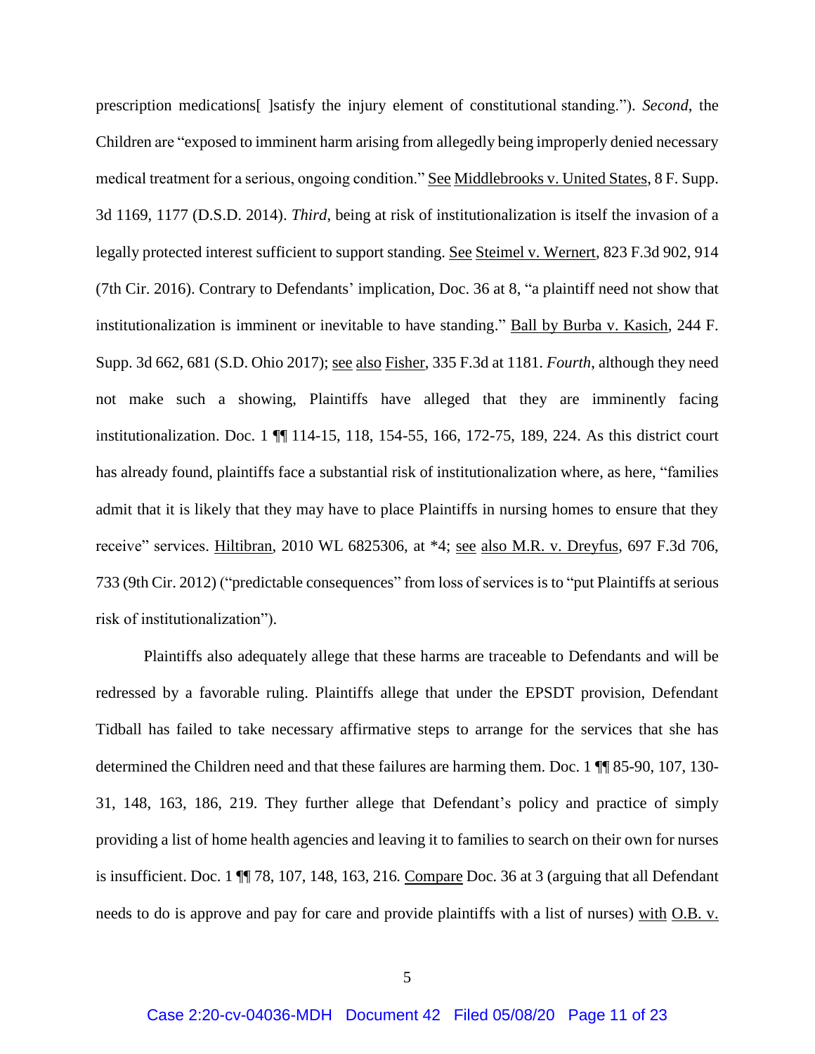prescription medications[ ]satisfy the injury element of constitutional standing."). *Second*, the Children are "exposed to imminent harm arising from allegedly being improperly denied necessary medical treatment for a serious, ongoing condition." See Middlebrooks v. United States, 8 F. Supp. 3d 1169, 1177 (D.S.D. 2014). *Third*, being at risk of institutionalization is itself the invasion of a legally protected interest sufficient to support standing. See Steimel v. Wernert, 823 F.3d 902, 914 (7th Cir. 2016). Contrary to Defendants' implication, Doc. 36 at 8, "a plaintiff need not show that institutionalization is imminent or inevitable to have standing." Ball by Burba v. Kasich, 244 F. Supp. 3d 662, 681 (S.D. Ohio 2017); see also Fisher, 335 F.3d at 1181. *Fourth*, although they need not make such a showing, Plaintiffs have alleged that they are imminently facing institutionalization. Doc. 1 ¶¶ 114-15, 118, 154-55, 166, 172-75, 189, 224. As this district court has already found, plaintiffs face a substantial risk of institutionalization where, as here, "families admit that it is likely that they may have to place Plaintiffs in nursing homes to ensure that they receive" services. Hiltibran, 2010 WL 6825306, at *4; see also M.R. v. Dreyfus, 697 F.3d 706, 733 (9th Cir. 2012) ("predictable consequences" from loss of services is to "put Plaintiffs at serious risk of institutionalization").

Plaintiffs also adequately allege that these harms are traceable to Defendants and will be redressed by a favorable ruling. Plaintiffs allege that under the EPSDT provision, Defendant Tidball has failed to take necessary affirmative steps to arrange for the services that she has determined the Children need and that these failures are harming them. Doc. 1 ¶¶ 85-90, 107, 130-31, 148, 163, 186, 219. They further allege that Defendant's policy and practice of simply providing a list of home health agencies and leaving it to families to search on their own for nurses is insufficient. Doc. 1 ¶¶ 78, 107, 148, 163, 216. Compare Doc. 36 at 3 (arguing that all Defendant needs to do is approve and pay for care and provide plaintiffs with a list of nurses) with O.B. v.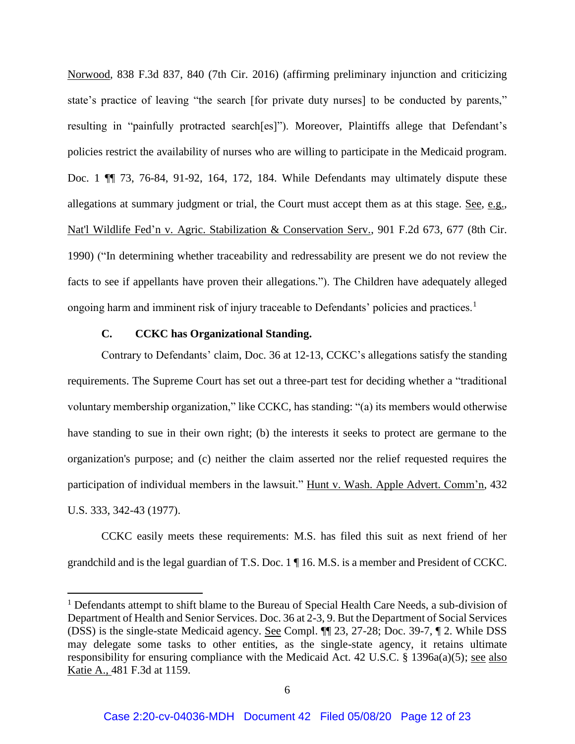Norwood, 838 F.3d 837, 840 (7th Cir. 2016) (affirming preliminary injunction and criticizing state's practice of leaving "the search [for private duty nurses] to be conducted by parents," resulting in "painfully protracted search[es]"). Moreover, Plaintiffs allege that Defendant's policies restrict the availability of nurses who are willing to participate in the Medicaid program. Doc. 1 ¶¶ 73, 76-84, 91-92, 164, 172, 184. While Defendants may ultimately dispute these allegations at summary judgment or trial, the Court must accept them as at this stage. See, e.g., Nat'l Wildlife Fed'n v. Agric. Stabilization & Conservation Serv., 901 F.2d 673, 677 (8th Cir. 1990) ("In determining whether traceability and redressability are present we do not review the facts to see if appellants have proven their allegations."). The Children have adequately alleged ongoing harm and imminent risk of injury traceable to Defendants' policies and practices.[1]

### C. CCKC has Organizational Standing.

Contrary to Defendants' claim, Doc. 36 at 12-13, CCKC's allegations satisfy the standing requirements. The Supreme Court has set out a three-part test for deciding whether a "traditional voluntary membership organization," like CCKC, has standing: "(a) its members would otherwise have standing to sue in their own right; (b) the interests it seeks to protect are germane to the organization's purpose; and (c) neither the claim asserted nor the relief requested requires the participation of individual members in the lawsuit." Hunt v. Wash. Apple Advert. Comm'n, 432 U.S. 333, 342-43 (1977).

CCKC easily meets these requirements: M.S. has filed this suit as next friend of her grandchild and is the legal guardian of T.S. Doc. 1 ¶ 16. M.S. is a member and President of CCKC.

---

[1] Defendants attempt to shift blame to the Bureau of Special Health Care Needs, a sub-division of Department of Health and Senior Services. Doc. 36 at 2-3, 9. But the Department of Social Services (DSS) is the single-state Medicaid agency. See Compl. ¶¶ 23, 27-28; Doc. 39-7, ¶ 2. While DSS may delegate some tasks to other entities, as the single-state agency, it retains ultimate responsibility for ensuring compliance with the Medicaid Act. 42 U.S.C. § 1396a(a)(5); see also Katie A., 481 F.3d at 1159.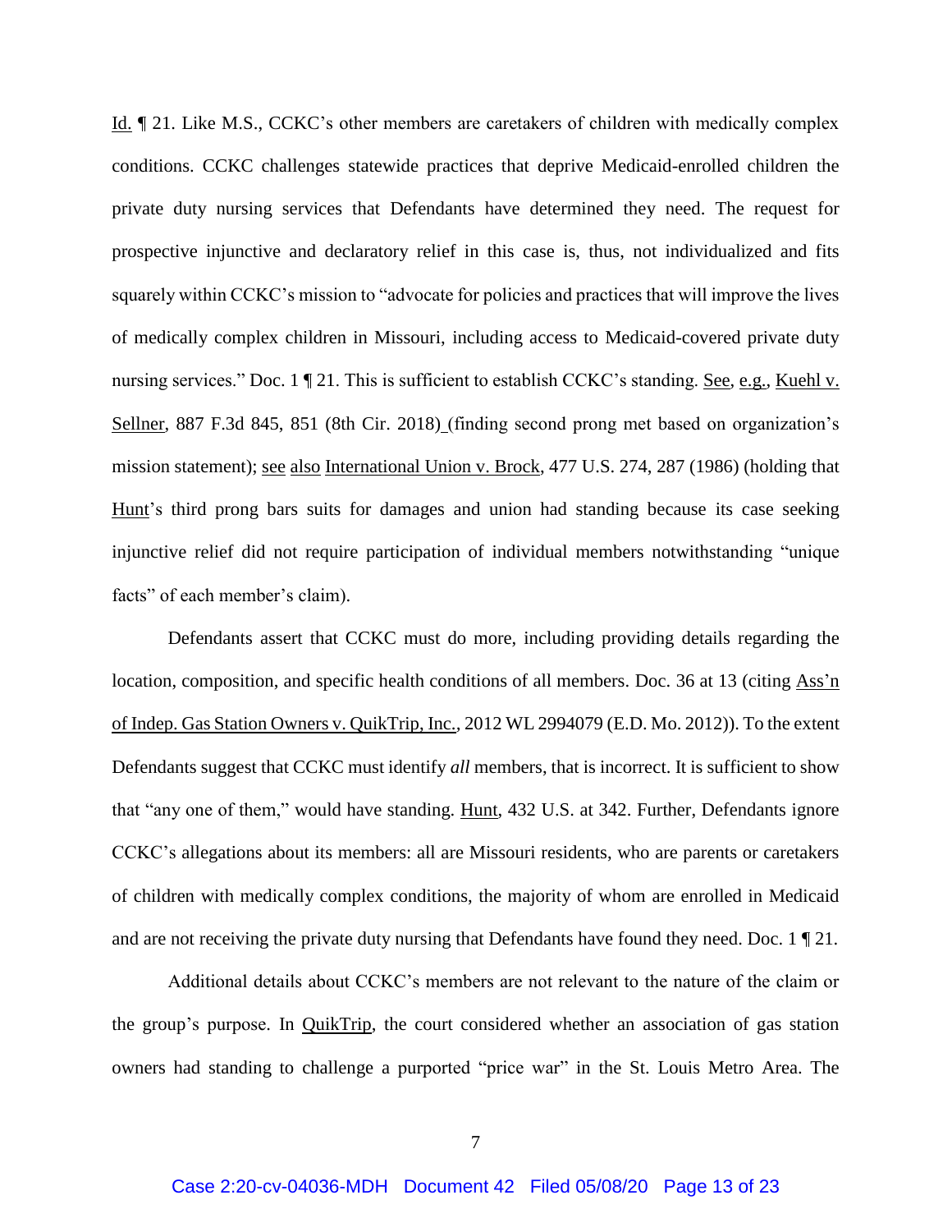Id. ¶ 21. Like M.S., CCKC's other members are caretakers of children with medically complex conditions. CCKC challenges statewide practices that deprive Medicaid-enrolled children the private duty nursing services that Defendants have determined they need. The request for prospective injunctive and declaratory relief in this case is, thus, not individualized and fits squarely within CCKC's mission to "advocate for policies and practices that will improve the lives of medically complex children in Missouri, including access to Medicaid-covered private duty nursing services." Doc. 1 ¶ 21. This is sufficient to establish CCKC's standing. See, e.g., Kuehl v. Sellner, 887 F.3d 845, 851 (8th Cir. 2018) (finding second prong met based on organization's mission statement); see also International Union v. Brock, 477 U.S. 274, 287 (1986) (holding that Hunt's third prong bars suits for damages and union had standing because its case seeking injunctive relief did not require participation of individual members notwithstanding "unique facts" of each member's claim).

Defendants assert that CCKC must do more, including providing details regarding the location, composition, and specific health conditions of all members. Doc. 36 at 13 (citing Ass'n of Indep. Gas Station Owners v. QuikTrip, Inc., 2012 WL 2994079 (E.D. Mo. 2012)). To the extent Defendants suggest that CCKC must identify *all* members, that is incorrect. It is sufficient to show that "any one of them," would have standing. Hunt, 432 U.S. at 342. Further, Defendants ignore CCKC's allegations about its members: all are Missouri residents, who are parents or caretakers of children with medically complex conditions, the majority of whom are enrolled in Medicaid and are not receiving the private duty nursing that Defendants have found they need. Doc. 1 ¶ 21.

Additional details about CCKC's members are not relevant to the nature of the claim or the group's purpose. In QuikTrip, the court considered whether an association of gas station owners had standing to challenge a purported "price war" in the St. Louis Metro Area. The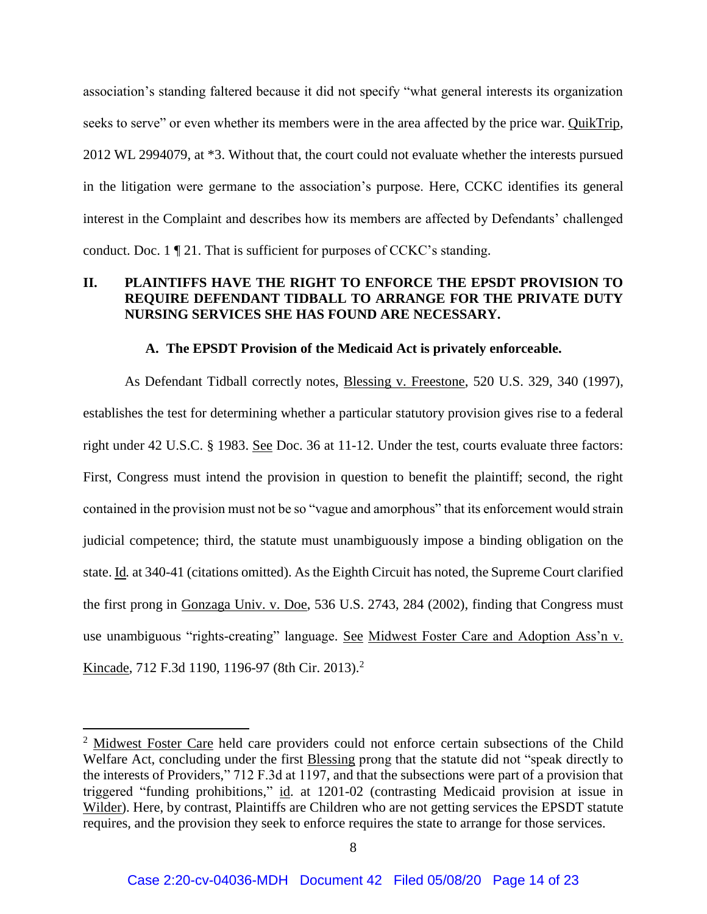association's standing faltered because it did not specify "what general interests its organization seeks to serve" or even whether its members were in the area affected by the price war. QuikTrip, 2012 WL 2994079, at *3. Without that, the court could not evaluate whether the interests pursued in the litigation were germane to the association's purpose. Here, CCKC identifies its general interest in the Complaint and describes how its members are affected by Defendants' challenged conduct. Doc. 1 ¶ 21. That is sufficient for purposes of CCKC's standing.

## II. PLAINTIFFS HAVE THE RIGHT TO ENFORCE THE EPSDT PROVISION TO REQUIRE DEFENDANT TIDBALL TO ARRANGE FOR THE PRIVATE DUTY NURSING SERVICES SHE HAS FOUND ARE NECESSARY.

### A. The EPSDT Provision of the Medicaid Act is privately enforceable.

As Defendant Tidball correctly notes, Blessing v. Freestone, 520 U.S. 329, 340 (1997), establishes the test for determining whether a particular statutory provision gives rise to a federal right under 42 U.S.C. § 1983. See Doc. 36 at 11-12. Under the test, courts evaluate three factors: First, Congress must intend the provision in question to benefit the plaintiff; second, the right contained in the provision must not be so "vague and amorphous" that its enforcement would strain judicial competence; third, the statute must unambiguously impose a binding obligation on the state. Id. at 340-41 (citations omitted). As the Eighth Circuit has noted, the Supreme Court clarified the first prong in Gonzaga Univ. v. Doe, 536 U.S. 2743, 284 (2002), finding that Congress must use unambiguous "rights-creating" language. See Midwest Foster Care and Adoption Ass'n v. Kincade, 712 F.3d 1190, 1196-97 (8th Cir. 2013).[2]

---

[2] Midwest Foster Care held care providers could not enforce certain subsections of the Child Welfare Act, concluding under the first Blessing prong that the statute did not "speak directly to the interests of Providers," 712 F.3d at 1197, and that the subsections were part of a provision that triggered "funding prohibitions," id. at 1201-02 (contrasting Medicaid provision at issue in Wilder). Here, by contrast, Plaintiffs are Children who are not getting services the EPSDT statute requires, and the provision they seek to enforce requires the state to arrange for those services.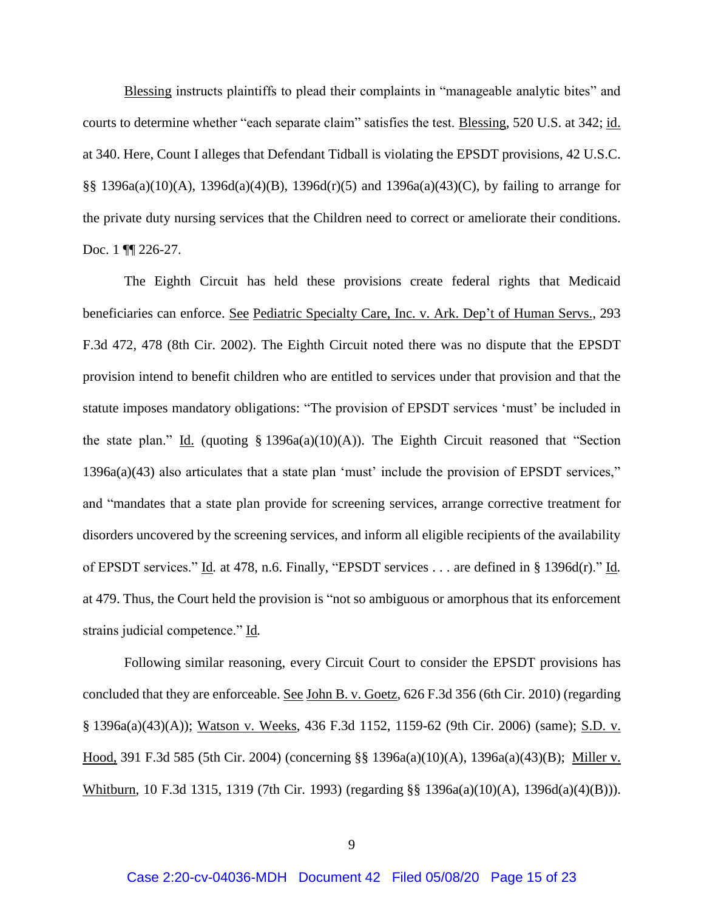Blessing instructs plaintiffs to plead their complaints in "manageable analytic bites" and courts to determine whether "each separate claim" satisfies the test. Blessing, 520 U.S. at 342; id. at 340. Here, Count I alleges that Defendant Tidball is violating the EPSDT provisions, 42 U.S.C. §§ 1396a(a)(10)(A), 1396d(a)(4)(B), 1396d(r)(5) and 1396a(a)(43)(C), by failing to arrange for the private duty nursing services that the Children need to correct or ameliorate their conditions. Doc. 1 ¶¶ 226-27.

The Eighth Circuit has held these provisions create federal rights that Medicaid beneficiaries can enforce. See Pediatric Specialty Care, Inc. v. Ark. Dep't of Human Servs., 293 F.3d 472, 478 (8th Cir. 2002). The Eighth Circuit noted there was no dispute that the EPSDT provision intend to benefit children who are entitled to services under that provision and that the statute imposes mandatory obligations: "The provision of EPSDT services 'must' be included in the state plan." Id. (quoting § 1396a(a)(10)(A)). The Eighth Circuit reasoned that "Section 1396a(a)(43) also articulates that a state plan 'must' include the provision of EPSDT services," and "mandates that a state plan provide for screening services, arrange corrective treatment for disorders uncovered by the screening services, and inform all eligible recipients of the availability of EPSDT services." Id. at 478, n.6. Finally, "EPSDT services . . . are defined in § 1396d(r)." Id. at 479. Thus, the Court held the provision is "not so ambiguous or amorphous that its enforcement strains judicial competence." Id.

Following similar reasoning, every Circuit Court to consider the EPSDT provisions has concluded that they are enforceable. See John B. v. Goetz, 626 F.3d 356 (6th Cir. 2010) (regarding § 1396a(a)(43)(A)); Watson v. Weeks, 436 F.3d 1152, 1159-62 (9th Cir. 2006) (same); S.D. v. Hood, 391 F.3d 585 (5th Cir. 2004) (concerning §§ 1396a(a)(10)(A), 1396a(a)(43)(B); Miller v. Whitburn, 10 F.3d 1315, 1319 (7th Cir. 1993) (regarding §§ 1396a(a)(10)(A), 1396d(a)(4)(B))).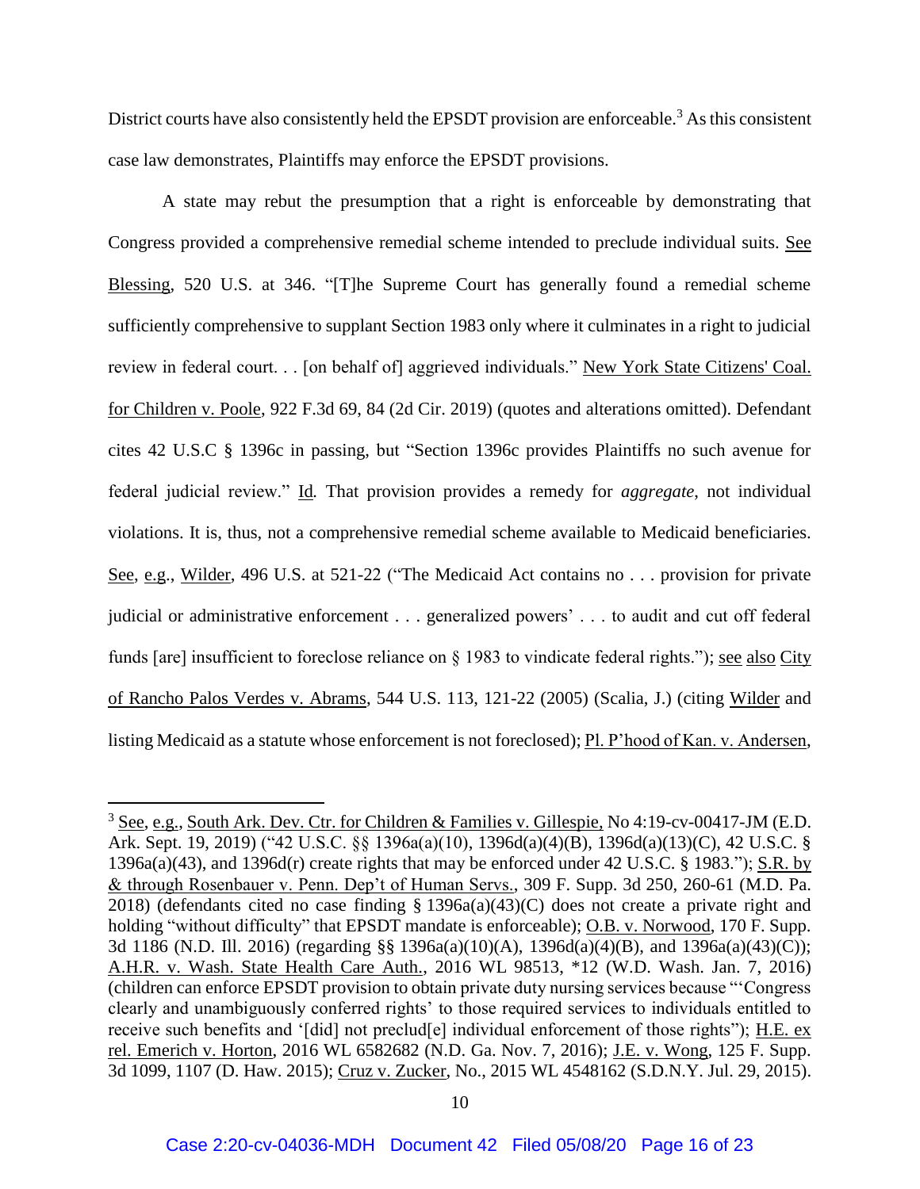District courts have also consistently held the EPSDT provision are enforceable.[3] As this consistent case law demonstrates, Plaintiffs may enforce the EPSDT provisions.

A state may rebut the presumption that a right is enforceable by demonstrating that Congress provided a comprehensive remedial scheme intended to preclude individual suits. See Blessing, 520 U.S. at 346. "[T]he Supreme Court has generally found a remedial scheme sufficiently comprehensive to supplant Section 1983 only where it culminates in a right to judicial review in federal court. . . [on behalf of] aggrieved individuals." New York State Citizens' Coal. for Children v. Poole, 922 F.3d 69, 84 (2d Cir. 2019) (quotes and alterations omitted). Defendant cites 42 U.S.C § 1396c in passing, but "Section 1396c provides Plaintiffs no such avenue for federal judicial review." Id*.* That provision provides a remedy for *aggregate,* not individual violations. It is, thus, not a comprehensive remedial scheme available to Medicaid beneficiaries. See, e.g., Wilder, 496 U.S. at 521-22 ("The Medicaid Act contains no . . . provision for private judicial or administrative enforcement . . . generalized powers' . . . to audit and cut off federal funds [are] insufficient to foreclose reliance on § 1983 to vindicate federal rights."); see also City of Rancho Palos Verdes v. Abrams, 544 U.S. 113, 121-22 (2005) (Scalia, J.) (citing Wilder and listing Medicaid as a statute whose enforcement is not foreclosed); Pl. P'hood of Kan. v. Andersen,

---

[3] See, e.g., South Ark. Dev. Ctr. for Children & Families v. Gillespie, No 4:19-cv-00417-JM (E.D. Ark. Sept. 19, 2019) ("42 U.S.C. §§ 1396a(a)(10), 1396d(a)(4)(B), 1396d(a)(13)(C), 42 U.S.C. § 1396a(a)(43), and 1396d(r) create rights that may be enforced under 42 U.S.C. § 1983."); S.R. by & through Rosenbauer v. Penn. Dep't of Human Servs., 309 F. Supp. 3d 250, 260-61 (M.D. Pa. 2018) (defendants cited no case finding § 1396a(a)(43)(C) does not create a private right and holding "without difficulty" that EPSDT mandate is enforceable); O.B. v. Norwood, 170 F. Supp. 3d 1186 (N.D. Ill. 2016) (regarding §§ 1396a(a)(10)(A), 1396d(a)(4)(B), and 1396a(a)(43)(C)); A.H.R. v. Wash. State Health Care Auth., 2016 WL 98513, *12 (W.D. Wash. Jan. 7, 2016) (children can enforce EPSDT provision to obtain private duty nursing services because "'Congress clearly and unambiguously conferred rights' to those required services to individuals entitled to receive such benefits and '[did] not preclud[e] individual enforcement of those rights"); H.E. ex rel. Emerich v. Horton, 2016 WL 6582682 (N.D. Ga. Nov. 7, 2016); J.E. v. Wong, 125 F. Supp. 3d 1099, 1107 (D. Haw. 2015); Cruz v. Zucker, No., 2015 WL 4548162 (S.D.N.Y. Jul. 29, 2015).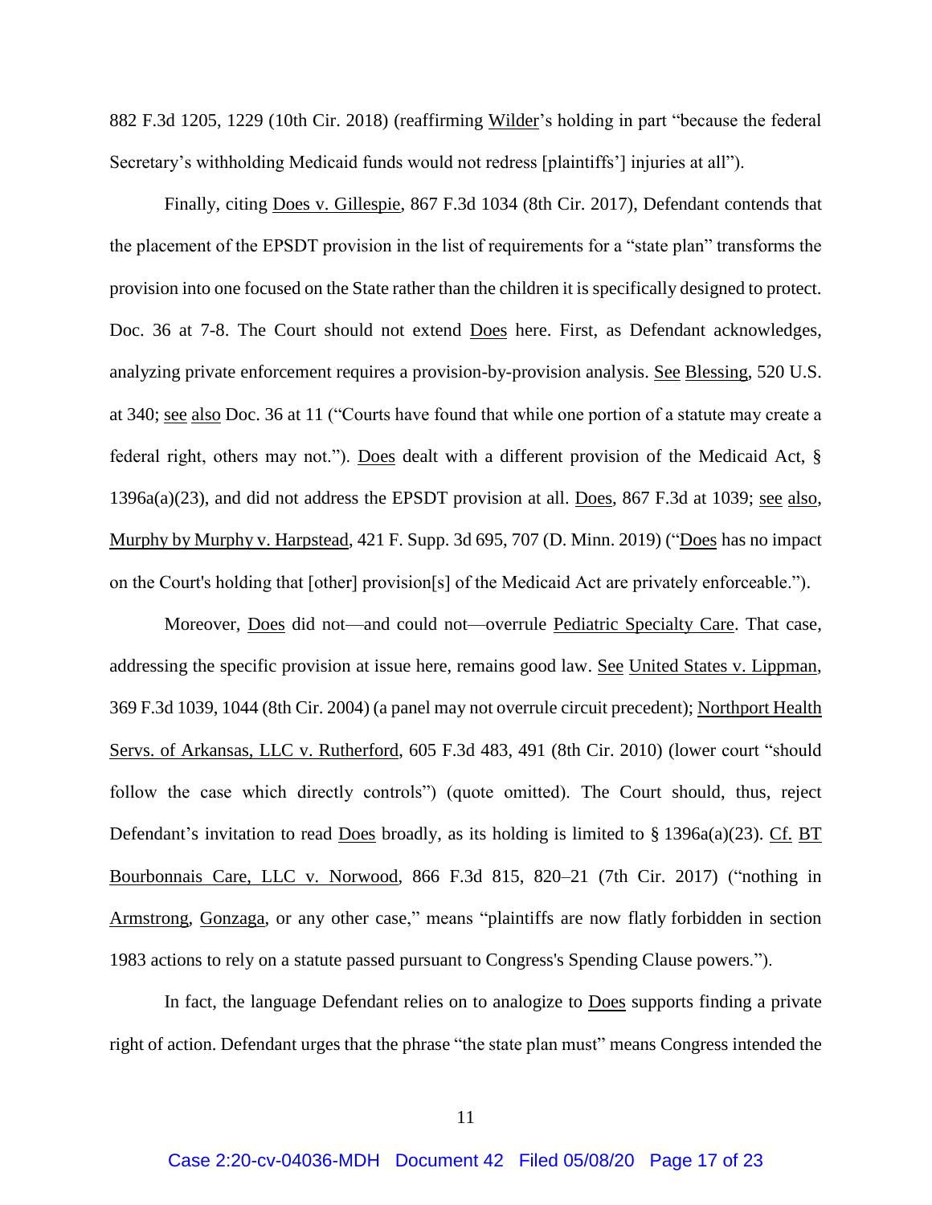882 F.3d 1205, 1229 (10th Cir. 2018) (reaffirming Wilder's holding in part "because the federal Secretary's withholding Medicaid funds would not redress [plaintiffs'] injuries at all").

Finally, citing Does v. Gillespie, 867 F.3d 1034 (8th Cir. 2017), Defendant contends that the placement of the EPSDT provision in the list of requirements for a "state plan" transforms the provision into one focused on the State rather than the children it is specifically designed to protect. Doc. 36 at 7-8. The Court should not extend Does here. First, as Defendant acknowledges, analyzing private enforcement requires a provision-by-provision analysis. See Blessing, 520 U.S. at 340; see also Doc. 36 at 11 ("Courts have found that while one portion of a statute may create a federal right, others may not."). Does dealt with a different provision of the Medicaid Act, § 1396a(a)(23), and did not address the EPSDT provision at all. Does, 867 F.3d at 1039; see also, Murphy by Murphy v. Harpstead, 421 F. Supp. 3d 695, 707 (D. Minn. 2019) ("Does has no impact on the Court's holding that [other] provision[s] of the Medicaid Act are privately enforceable.").

Moreover, Does did not—and could not—overrule Pediatric Specialty Care. That case, addressing the specific provision at issue here, remains good law. See United States v. Lippman, 369 F.3d 1039, 1044 (8th Cir. 2004) (a panel may not overrule circuit precedent); Northport Health Servs. of Arkansas, LLC v. Rutherford, 605 F.3d 483, 491 (8th Cir. 2010) (lower court "should follow the case which directly controls") (quote omitted). The Court should, thus, reject Defendant's invitation to read Does broadly, as its holding is limited to § 1396a(a)(23). Cf. BT Bourbonnais Care, LLC v. Norwood, 866 F.3d 815, 820–21 (7th Cir. 2017) ("nothing in Armstrong, Gonzaga, or any other case," means "plaintiffs are now flatly forbidden in section 1983 actions to rely on a statute passed pursuant to Congress's Spending Clause powers.").

In fact, the language Defendant relies on to analogize to Does supports finding a private right of action. Defendant urges that the phrase "the state plan must" means Congress intended the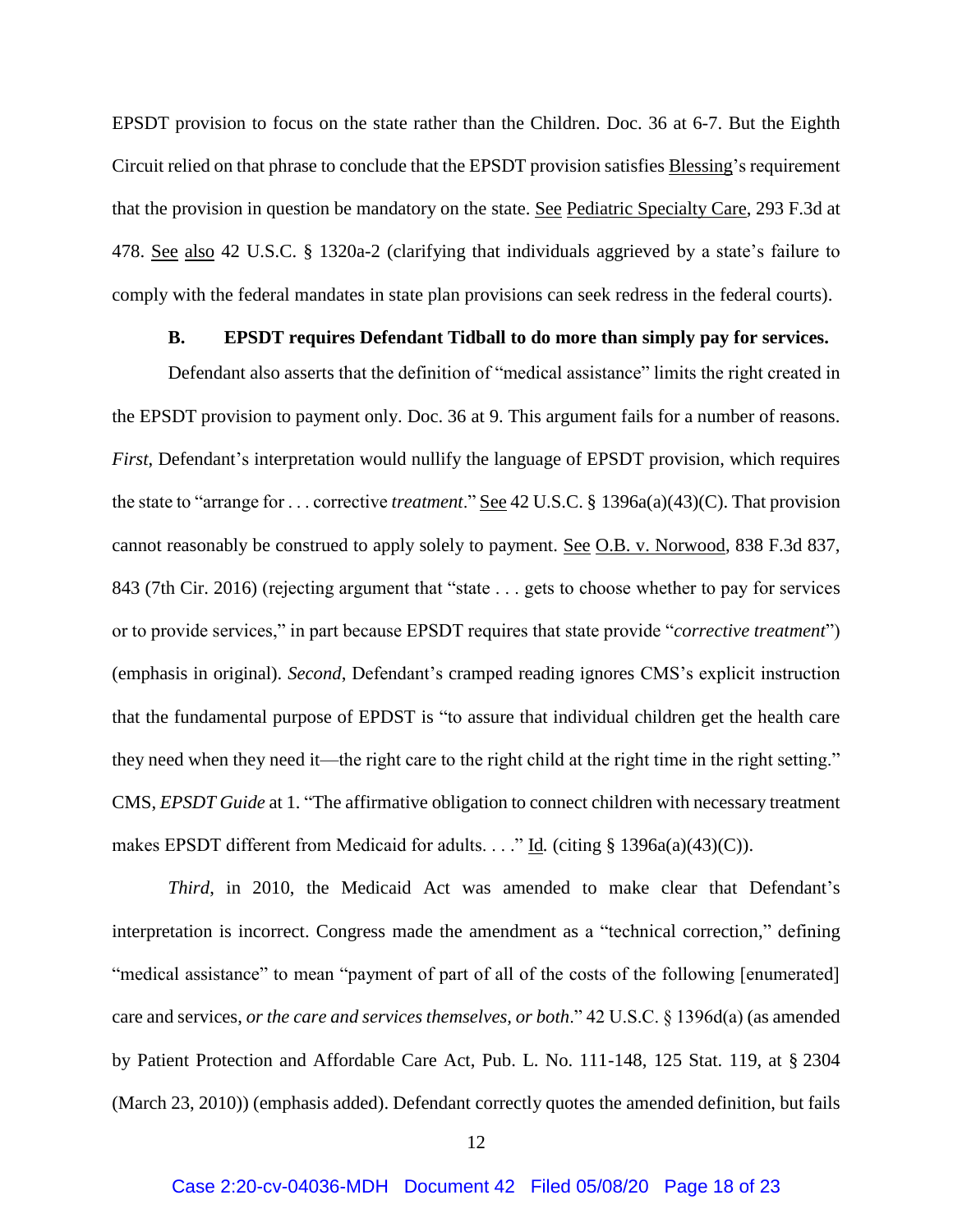EPSDT provision to focus on the state rather than the Children. Doc. 36 at 6-7. But the Eighth Circuit relied on that phrase to conclude that the EPSDT provision satisfies Blessing's requirement that the provision in question be mandatory on the state. See Pediatric Specialty Care, 293 F.3d at 478. See also 42 U.S.C. § 1320a-2 (clarifying that individuals aggrieved by a state's failure to comply with the federal mandates in state plan provisions can seek redress in the federal courts).

### B. EPSDT requires Defendant Tidball to do more than simply pay for services.

Defendant also asserts that the definition of "medical assistance" limits the right created in the EPSDT provision to payment only. Doc. 36 at 9. This argument fails for a number of reasons. *First*, Defendant's interpretation would nullify the language of EPSDT provision, which requires the state to "arrange for . . . corrective *treatment*." See 42 U.S.C. § 1396a(a)(43)(C). That provision cannot reasonably be construed to apply solely to payment. See O.B. v. Norwood, 838 F.3d 837, 843 (7th Cir. 2016) (rejecting argument that "state . . . gets to choose whether to pay for services or to provide services," in part because EPSDT requires that state provide "*corrective treatment*") (emphasis in original). *Second*, Defendant's cramped reading ignores CMS's explicit instruction that the fundamental purpose of EPDST is "to assure that individual children get the health care they need when they need it—the right care to the right child at the right time in the right setting." CMS, *EPSDT Guide* at 1. "The affirmative obligation to connect children with necessary treatment makes EPSDT different from Medicaid for adults. . . ." Id. (citing § 1396a(a)(43)(C)).

*Third*, in 2010, the Medicaid Act was amended to make clear that Defendant's interpretation is incorrect. Congress made the amendment as a "technical correction," defining "medical assistance" to mean "payment of part of all of the costs of the following [enumerated] care and services, *or the care and services themselves, or both*." 42 U.S.C. § 1396d(a) (as amended by Patient Protection and Affordable Care Act, Pub. L. No. 111-148, 125 Stat. 119, at § 2304 (March 23, 2010)) (emphasis added). Defendant correctly quotes the amended definition, but fails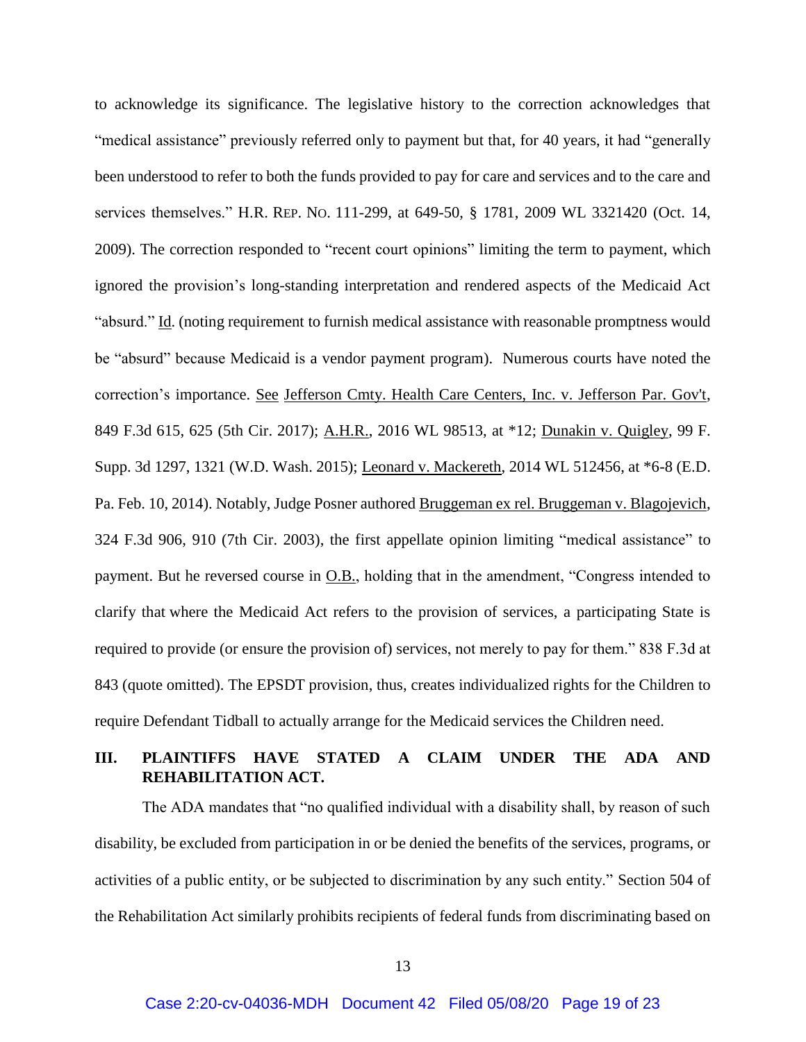to acknowledge its significance. The legislative history to the correction acknowledges that "medical assistance" previously referred only to payment but that, for 40 years, it had "generally been understood to refer to both the funds provided to pay for care and services and to the care and services themselves." H.R. REP. NO. 111-299, at 649-50, § 1781, 2009 WL 3321420 (Oct. 14, 2009). The correction responded to "recent court opinions" limiting the term to payment, which ignored the provision's long-standing interpretation and rendered aspects of the Medicaid Act "absurd." Id. (noting requirement to furnish medical assistance with reasonable promptness would be "absurd" because Medicaid is a vendor payment program). Numerous courts have noted the correction's importance. See Jefferson Cmty. Health Care Centers, Inc. v. Jefferson Par. Gov't, 849 F.3d 615, 625 (5th Cir. 2017); A.H.R., 2016 WL 98513, at *12; Dunakin v. Quigley, 99 F. Supp. 3d 1297, 1321 (W.D. Wash. 2015); Leonard v. Mackereth, 2014 WL 512456, at *6-8 (E.D. Pa. Feb. 10, 2014). Notably, Judge Posner authored Bruggeman ex rel. Bruggeman v. Blagojevich, 324 F.3d 906, 910 (7th Cir. 2003), the first appellate opinion limiting "medical assistance" to payment. But he reversed course in O.B., holding that in the amendment, "Congress intended to clarify that where the Medicaid Act refers to the provision of services, a participating State is required to provide (or ensure the provision of) services, not merely to pay for them." 838 F.3d at 843 (quote omitted). The EPSDT provision, thus, creates individualized rights for the Children to require Defendant Tidball to actually arrange for the Medicaid services the Children need.

## III. PLAINTIFFS HAVE STATED A CLAIM UNDER THE ADA AND REHABILITATION ACT.

The ADA mandates that "no qualified individual with a disability shall, by reason of such disability, be excluded from participation in or be denied the benefits of the services, programs, or activities of a public entity, or be subjected to discrimination by any such entity." Section 504 of the Rehabilitation Act similarly prohibits recipients of federal funds from discriminating based on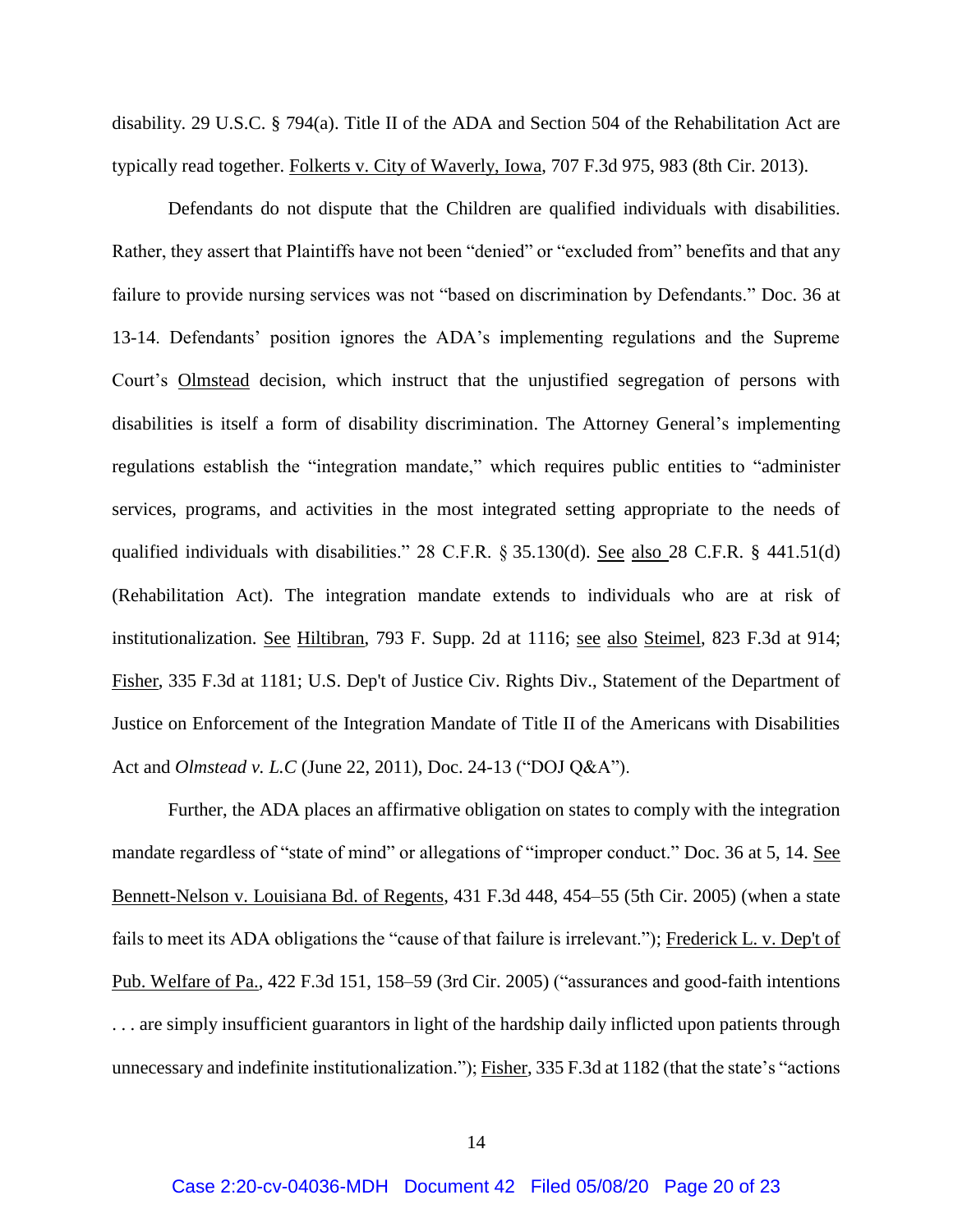disability. 29 U.S.C. § 794(a). Title II of the ADA and Section 504 of the Rehabilitation Act are typically read together. Folkerts v. City of Waverly, Iowa, 707 F.3d 975, 983 (8th Cir. 2013).

Defendants do not dispute that the Children are qualified individuals with disabilities. Rather, they assert that Plaintiffs have not been "denied" or "excluded from" benefits and that any failure to provide nursing services was not "based on discrimination by Defendants." Doc. 36 at 13-14. Defendants' position ignores the ADA's implementing regulations and the Supreme Court's Olmstead decision, which instruct that the unjustified segregation of persons with disabilities is itself a form of disability discrimination. The Attorney General's implementing regulations establish the "integration mandate," which requires public entities to "administer services, programs, and activities in the most integrated setting appropriate to the needs of qualified individuals with disabilities." 28 C.F.R. § 35.130(d). See also 28 C.F.R. § 441.51(d) (Rehabilitation Act). The integration mandate extends to individuals who are at risk of institutionalization. See Hiltibran, 793 F. Supp. 2d at 1116; see also Steimel, 823 F.3d at 914; Fisher, 335 F.3d at 1181; U.S. Dep't of Justice Civ. Rights Div., Statement of the Department of Justice on Enforcement of the Integration Mandate of Title II of the Americans with Disabilities Act and *Olmstead v. L.C* (June 22, 2011), Doc. 24-13 ("DOJ Q&A").

Further, the ADA places an affirmative obligation on states to comply with the integration mandate regardless of "state of mind" or allegations of "improper conduct." Doc. 36 at 5, 14. See Bennett-Nelson v. Louisiana Bd. of Regents, 431 F.3d 448, 454–55 (5th Cir. 2005) (when a state fails to meet its ADA obligations the "cause of that failure is irrelevant."); Frederick L. v. Dep't of Pub. Welfare of Pa., 422 F.3d 151, 158–59 (3rd Cir. 2005) ("assurances and good-faith intentions . . . are simply insufficient guarantors in light of the hardship daily inflicted upon patients through unnecessary and indefinite institutionalization."); Fisher, 335 F.3d at 1182 (that the state's "actions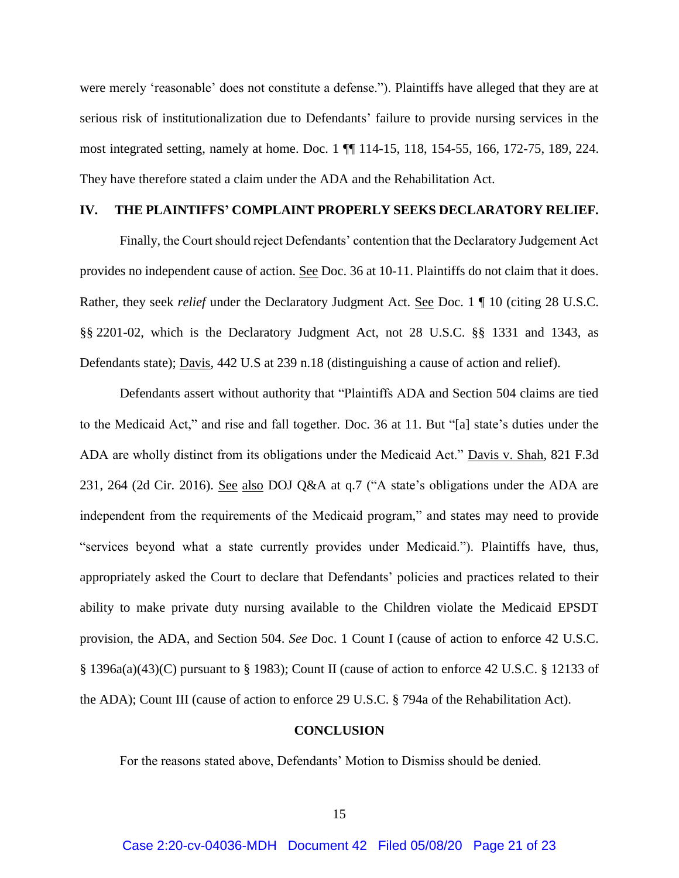were merely 'reasonable' does not constitute a defense."). Plaintiffs have alleged that they are at serious risk of institutionalization due to Defendants' failure to provide nursing services in the most integrated setting, namely at home. Doc. 1 ¶¶ 114-15, 118, 154-55, 166, 172-75, 189, 224. They have therefore stated a claim under the ADA and the Rehabilitation Act.

## IV. THE PLAINTIFFS' COMPLAINT PROPERLY SEEKS DECLARATORY RELIEF.

Finally, the Court should reject Defendants' contention that the Declaratory Judgement Act provides no independent cause of action. See Doc. 36 at 10-11. Plaintiffs do not claim that it does. Rather, they seek *relief* under the Declaratory Judgment Act. See Doc. 1 ¶ 10 (citing 28 U.S.C. §§ 2201-02, which is the Declaratory Judgment Act, not 28 U.S.C. §§ 1331 and 1343, as Defendants state); Davis, 442 U.S at 239 n.18 (distinguishing a cause of action and relief).

Defendants assert without authority that "Plaintiffs ADA and Section 504 claims are tied to the Medicaid Act," and rise and fall together. Doc. 36 at 11. But "[a] state's duties under the ADA are wholly distinct from its obligations under the Medicaid Act." Davis v. Shah, 821 F.3d 231, 264 (2d Cir. 2016). See also DOJ Q&A at q.7 ("A state's obligations under the ADA are independent from the requirements of the Medicaid program," and states may need to provide "services beyond what a state currently provides under Medicaid."). Plaintiffs have, thus, appropriately asked the Court to declare that Defendants' policies and practices related to their ability to make private duty nursing available to the Children violate the Medicaid EPSDT provision, the ADA, and Section 504. *See* Doc. 1 Count I (cause of action to enforce 42 U.S.C. § 1396a(a)(43)(C) pursuant to § 1983); Count II (cause of action to enforce 42 U.S.C. § 12133 of the ADA); Count III (cause of action to enforce 29 U.S.C. § 794a of the Rehabilitation Act).

**CONCLUSION**

For the reasons stated above, Defendants' Motion to Dismiss should be denied.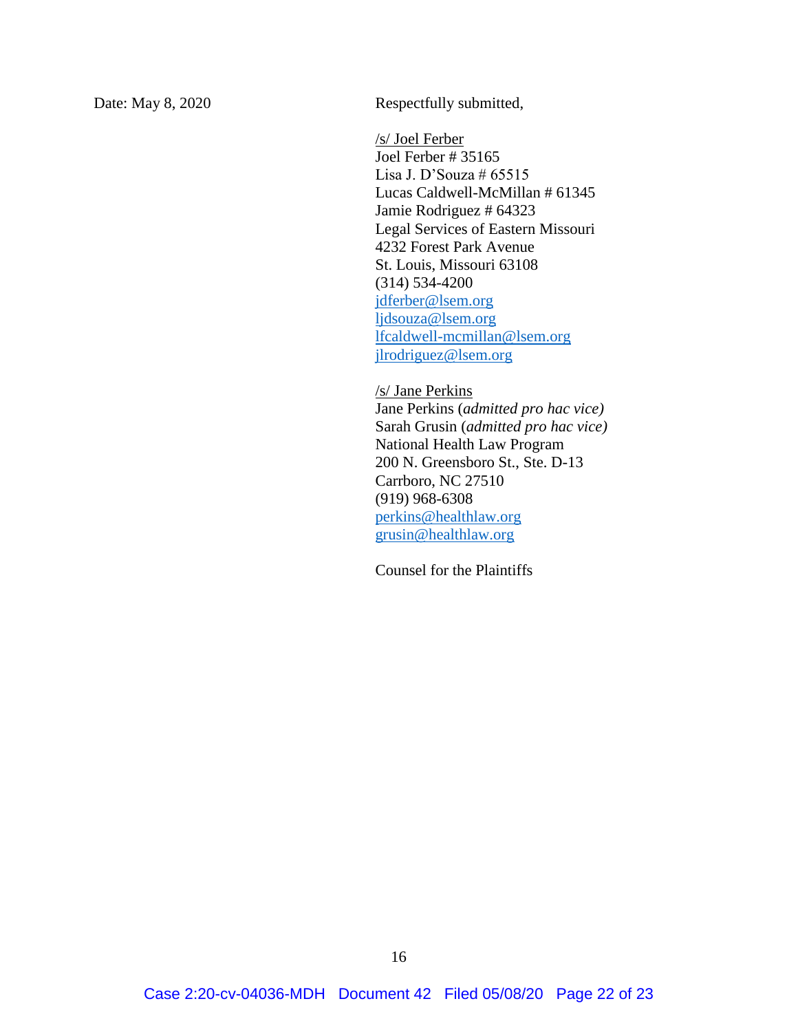Date: May 8, 2020

Respectfully submitted,

/s/ Joel Ferber
Joel Ferber # 35165
Lisa J. D'Souza # 65515
Lucas Caldwell-McMillan # 61345
Jamie Rodriguez # 64323
Legal Services of Eastern Missouri
4232 Forest Park Avenue
St. Louis, Missouri 63108
(314) 534-4200
jdferber@lsem.org
ljdsouza@lsem.org
lfcaldwell-mcmillan@lsem.org
jlrodriguez@lsem.org

/s/ Jane Perkins
Jane Perkins (*admitted pro hac vice)*
Sarah Grusin (*admitted pro hac vice)*
National Health Law Program
200 N. Greensboro St., Ste. D-13
Carrboro, NC 27510
(919) 968-6308
perkins@healthlaw.org
grusin@healthlaw.org

Counsel for the Plaintiffs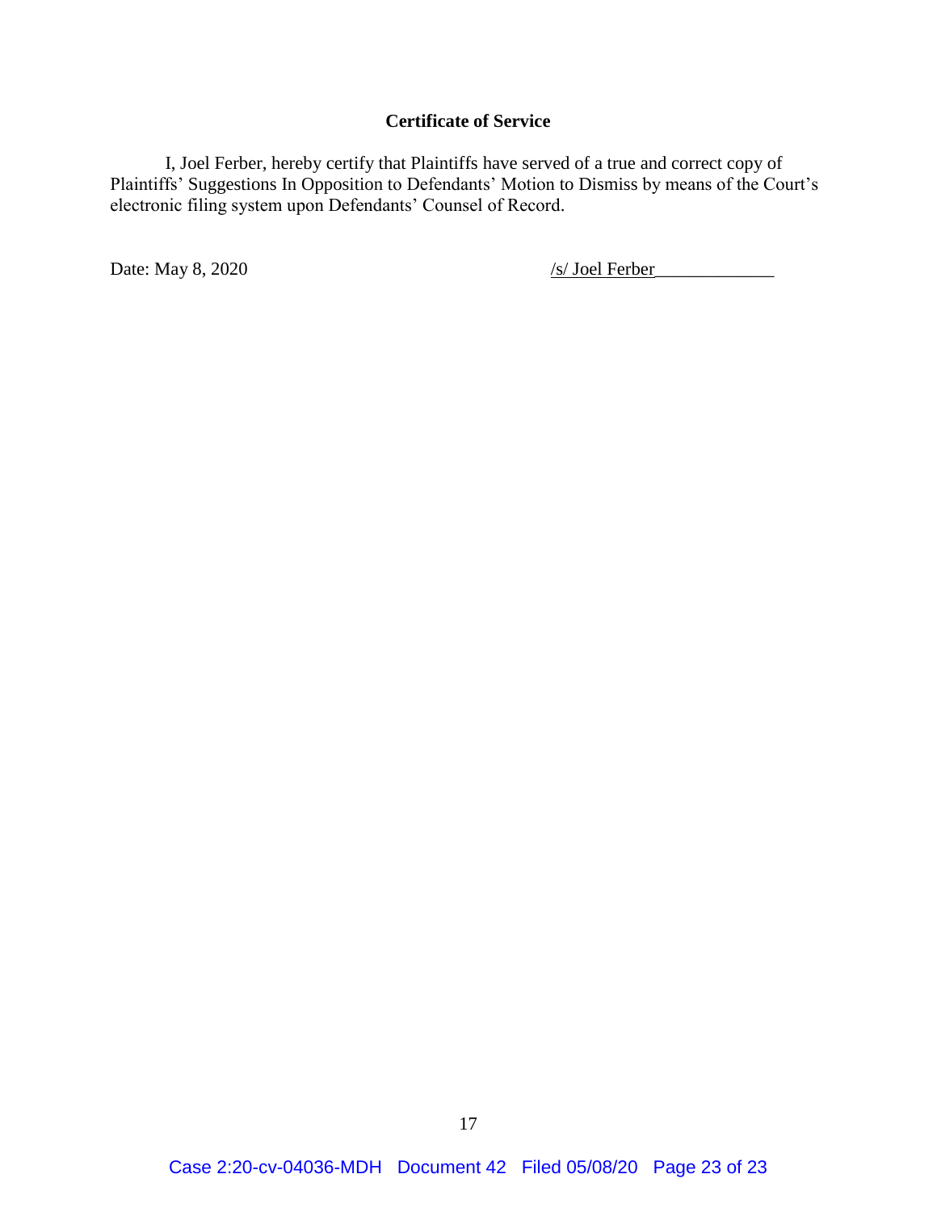## Certificate of Service

I, Joel Ferber, hereby certify that Plaintiffs have served of a true and correct copy of Plaintiffs' Suggestions In Opposition to Defendants' Motion to Dismiss by means of the Court's electronic filing system upon Defendants' Counsel of Record.

Date: May 8, 2020 /s/ Joel Ferber